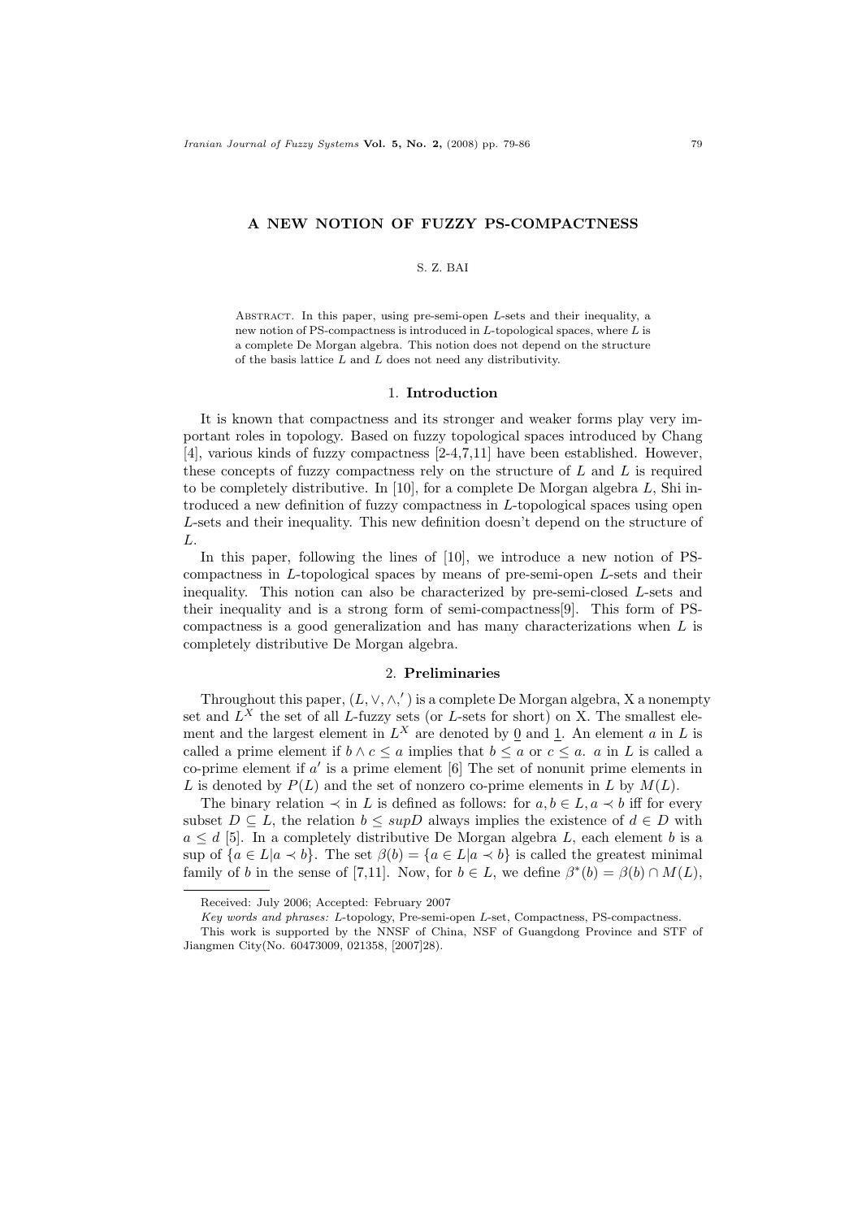# A NEW NOTION OF FUZZY PS-COMPACTNESS

S. Z. BAI

Abstract. In this paper, using pre-semi-open $L$-sets and their inequality, a new notion of PS-compactness is introduced in $L$-topological spaces, where $L$ is a complete De Morgan algebra. This notion does not depend on the structure of the basis lattice $L$ and $L$ does not need any distributivity.

## 1. Introduction

It is known that compactness and its stronger and weaker forms play very important roles in topology. Based on fuzzy topological spaces introduced by Chang [4], various kinds of fuzzy compactness [2-4,7,11] have been established. However, these concepts of fuzzy compactness rely on the structure of $L$ and $L$ is required to be completely distributive. In [10], for a complete De Morgan algebra $L$, Shi introduced a new definition of fuzzy compactness in $L$-topological spaces using open $L$-sets and their inequality. This new definition doesn't depend on the structure of $L$.

In this paper, following the lines of [10], we introduce a new notion of PS-compactness in $L$-topological spaces by means of pre-semi-open $L$-sets and their inequality. This notion can also be characterized by pre-semi-closed $L$-sets and their inequality and is a strong form of semi-compactness[9]. This form of PS-compactness is a good generalization and has many characterizations when $L$ is completely distributive De Morgan algebra.

## 2. Preliminaries

Throughout this paper, $(L, \vee, \wedge, ')$ is a complete De Morgan algebra, X a nonempty set and $L^X$ the set of all $L$-fuzzy sets (or $L$-sets for short) on X. The smallest element and the largest element in $L^X$ are denoted by $\underline{0}$ and $\underline{1}$. An element $a$ in $L$ is called a prime element if $b \wedge c \leq a$ implies that $b \leq a$ or $c \leq a$. $a$ in $L$ is called a co-prime element if $a'$ is a prime element [6] The set of nonunit prime elements in $L$ is denoted by $P(L)$ and the set of nonzero co-prime elements in $L$ by $M(L)$.

The binary relation $\prec$ in $L$ is defined as follows: for $a, b \in L, a \prec b$ iff for every subset $D \subseteq L$, the relation $b \leq supD$ always implies the existence of $d \in D$ with $a \leq d$ [5]. In a completely distributive De Morgan algebra $L$, each element $b$ is a sup of $\{a \in L | a \prec b\}$. The set $\beta(b) = \{a \in L | a \prec b\}$ is called the greatest minimal family of $b$ in the sense of [7,11]. Now, for $b \in L$, we define $\beta^*(b) = \beta(b) \cap M(L)$,

---

Received: July 2006; Accepted: February 2007

*Key words and phrases:* $L$-topology, Pre-semi-open $L$-set, Compactness, PS-compactness.

This work is supported by the NNSF of China, NSF of Guangdong Province and STF of Jiangmen City(No. 60473009, 021358, [2007]28).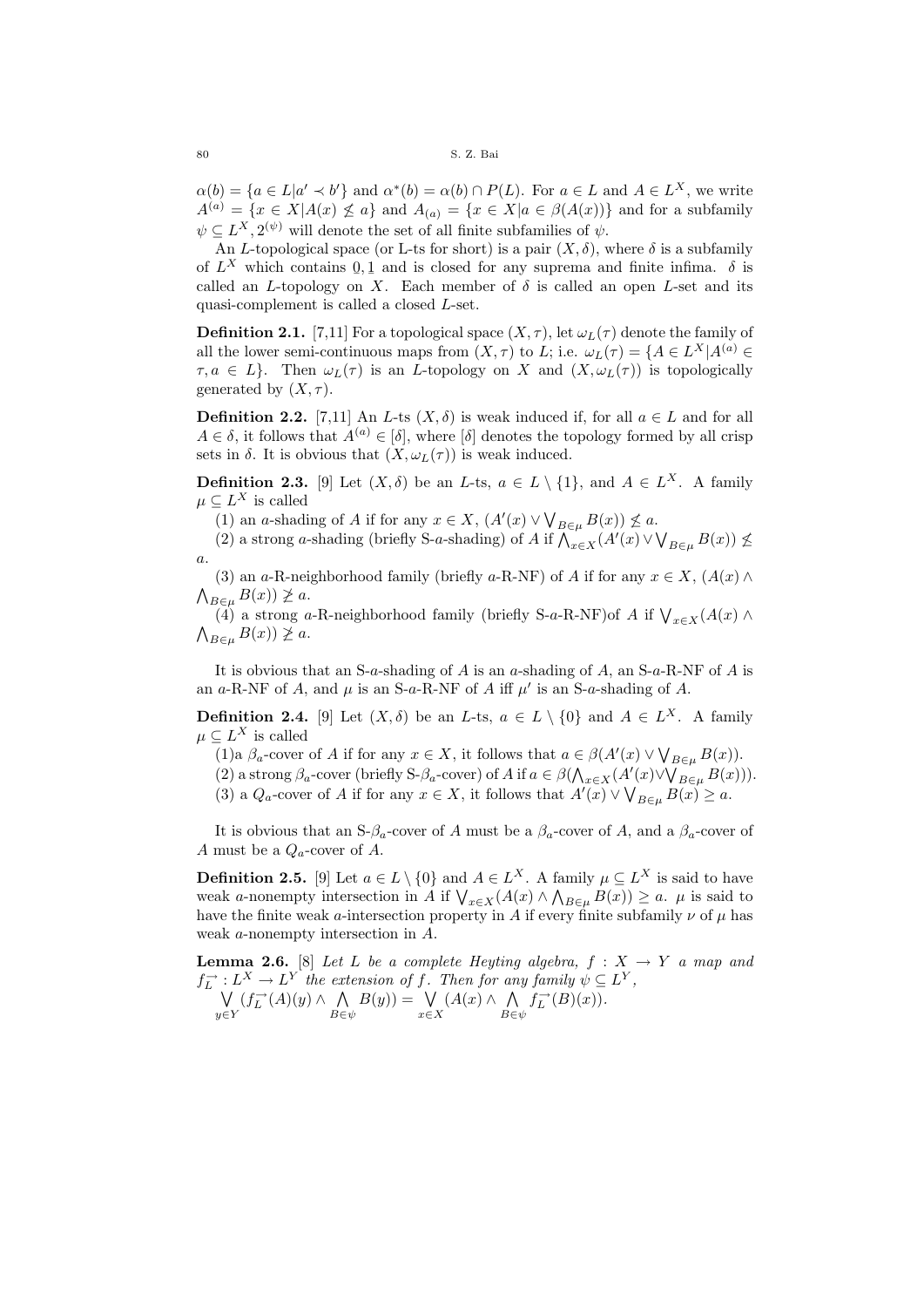$\alpha(b) = \{a \in L | a' \prec b'\}$ and $\alpha^*(b) = \alpha(b) \cap P(L)$. For $a \in L$ and $A \in L^X$, we write $A^{(a)} = \{x \in X | A(x) \not\leq a\}$ and $A_{(a)} = \{x \in X | a \in \beta(A(x))\}$ and for a subfamily $\psi \subseteq L^X, 2^{(\psi)}$ will denote the set of all finite subfamilies of $\psi$.

An $L$-topological space (or L-ts for short) is a pair $(X, \delta)$, where $\delta$ is a subfamily of $L^X$ which contains $\underline{0}, \underline{1}$ and is closed for any suprema and finite infima. $\delta$ is called an $L$-topology on $X$. Each member of $\delta$ is called an open $L$-set and its quasi-complement is called a closed $L$-set.

**Definition 2.1.** [7,11] For a topological space $(X, \tau)$, let $\omega_L(\tau)$ denote the family of all the lower semi-continuous maps from $(X, \tau)$ to $L$; i.e. $\omega_L(\tau) = \{A \in L^X | A^{(a)} \in \tau, a \in L\}$. Then $\omega_L(\tau)$ is an $L$-topology on $X$ and $(X, \omega_L(\tau))$ is topologically generated by $(X, \tau)$.

**Definition 2.2.** [7,11] An $L$-ts $(X, \delta)$ is weak induced if, for all $a \in L$ and for all $A \in \delta$, it follows that $A^{(a)} \in [\delta]$, where $[\delta]$ denotes the topology formed by all crisp sets in $\delta$. It is obvious that $(X, \omega_L(\tau))$ is weak induced.

**Definition 2.3.** [9] Let $(X, \delta)$ be an $L$-ts, $a \in L \setminus \{1\}$, and $A \in L^X$. A family $\mu \subseteq L^X$ is called

(1) an $a$-shading of $A$ if for any $x \in X$, $(A'(x) \vee \bigvee_{B \in \mu} B(x)) \not\leq a$.

(2) a strong $a$-shading (briefly S-$a$-shading) of $A$ if $\bigwedge_{x \in X}(A'(x) \vee \bigvee_{B \in \mu} B(x)) \not\leq a$.

(3) an $a$-R-neighborhood family (briefly $a$-R-NF) of $A$ if for any $x \in X$, $(A(x) \wedge \bigwedge_{B \in \mu} B(x)) \not\geq a$.

(4) a strong $a$-R-neighborhood family (briefly S-$a$-R-NF)of $A$ if $\bigvee_{x \in X}(A(x) \wedge \bigwedge_{B \in \mu} B(x)) \not\geq a$.

It is obvious that an S-$a$-shading of $A$ is an $a$-shading of $A$, an S-$a$-R-NF of $A$ is an $a$-R-NF of $A$, and $\mu$ is an S-$a$-R-NF of $A$ iff $\mu'$ is an S-$a$-shading of $A$.

**Definition 2.4.** [9] Let $(X, \delta)$ be an $L$-ts, $a \in L \setminus \{0\}$ and $A \in L^X$. A family $\mu \subseteq L^X$ is called

(1)a $\beta_a$-cover of $A$ if for any $x \in X$, it follows that $a \in \beta(A'(x) \vee \bigvee_{B \in \mu} B(x))$.

(2) a strong $\beta_a$-cover (briefly S-$\beta_a$-cover) of $A$ if $a \in \beta(\bigwedge_{x \in X}(A'(x) \vee \bigvee_{B \in \mu} B(x)))$.

(3) a $Q_a$-cover of $A$ if for any $x \in X$, it follows that $A'(x) \vee \bigvee_{B \in \mu} B(x) \geq a$.

It is obvious that an S-$\beta_a$-cover of $A$ must be a $\beta_a$-cover of $A$, and a $\beta_a$-cover of $A$ must be a $Q_a$-cover of $A$.

**Definition 2.5.** [9] Let $a \in L \setminus \{0\}$ and $A \in L^X$. A family $\mu \subseteq L^X$ is said to have weak $a$-nonempty intersection in $A$ if $\bigvee_{x \in X}(A(x) \wedge \bigwedge_{B \in \mu} B(x)) \geq a$. $\mu$ is said to have the finite weak $a$-intersection property in $A$ if every finite subfamily $\nu$ of $\mu$ has weak $a$-nonempty intersection in $A$.

**Lemma 2.6.** [8] *Let $L$ be a complete Heyting algebra, $f : X \to Y$ a map and $f_L^{\rightarrow} : L^X \to L^Y$ the extension of $f$. Then for any family $\psi \subseteq L^Y$,*
$$\bigvee_{y \in Y}(f_L^{\rightarrow}(A)(y) \wedge \bigwedge_{B \in \psi} B(y)) = \bigvee_{x \in X}(A(x) \wedge \bigwedge_{B \in \psi} f_L^{\rightarrow}(B)(x)).$$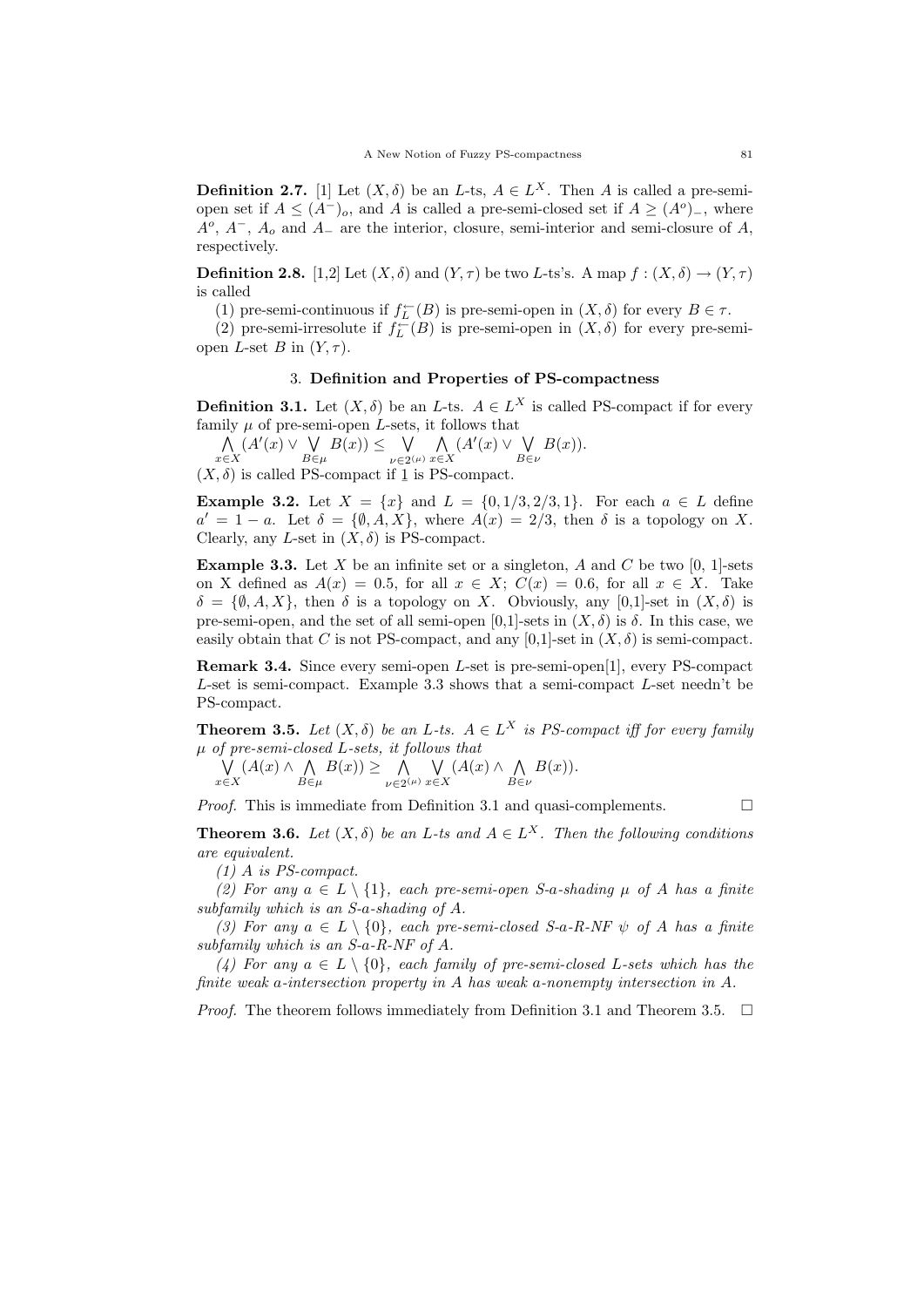**Definition 2.7.** [1] Let $(X, \delta)$ be an $L$-ts, $A \in L^X$. Then $A$ is called a pre-semi-open set if $A \leq (A^-)_o$, and $A$ is called a pre-semi-closed set if $A \geq (A^o)_-$, where $A^o$, $A^-$, $A_o$ and $A_-$ are the interior, closure, semi-interior and semi-closure of $A$, respectively.

**Definition 2.8.** [1,2] Let $(X, \delta)$ and $(Y, \tau)$ be two $L$-ts's. A map $f : (X, \delta) \to (Y, \tau)$ is called

(1) pre-semi-continuous if $f_L^{\leftarrow}(B)$ is pre-semi-open in $(X, \delta)$ for every $B \in \tau$.

(2) pre-semi-irresolute if $f_L^{\leftarrow}(B)$ is pre-semi-open in $(X, \delta)$ for every pre-semi-open $L$-set $B$ in $(Y, \tau)$.

## 3. Definition and Properties of PS-compactness

**Definition 3.1.** Let $(X, \delta)$ be an $L$-ts. $A \in L^X$ is called PS-compact if for every family $\mu$ of pre-semi-open $L$-sets, it follows that

$$\bigwedge_{x \in X}(A'(x) \vee \bigvee_{B \in \mu} B(x)) \leq \bigvee_{\nu \in 2^{(\mu)}} \bigwedge_{x \in X}(A'(x) \vee \bigvee_{B \in \nu} B(x)).$$

$(X, \delta)$ is called PS-compact if $\underline{1}$ is PS-compact.

**Example 3.2.** Let $X = \{x\}$ and $L = \{0, 1/3, 2/3, 1\}$. For each $a \in L$ define $a' = 1 - a$. Let $\delta = \{\emptyset, A, X\}$, where $A(x) = 2/3$, then $\delta$ is a topology on $X$. Clearly, any $L$-set in $(X, \delta)$ is PS-compact.

**Example 3.3.** Let $X$ be an infinite set or a singleton, $A$ and $C$ be two [0, 1]-sets on X defined as $A(x) = 0.5$, for all $x \in X$; $C(x) = 0.6$, for all $x \in X$. Take $\delta = \{\emptyset, A, X\}$, then $\delta$ is a topology on $X$. Obviously, any [0,1]-set in $(X, \delta)$ is pre-semi-open, and the set of all semi-open [0,1]-sets in $(X, \delta)$ is $\delta$. In this case, we easily obtain that $C$ is not PS-compact, and any [0,1]-set in $(X, \delta)$ is semi-compact.

**Remark 3.4.** Since every semi-open $L$-set is pre-semi-open[1], every PS-compact $L$-set is semi-compact. Example 3.3 shows that a semi-compact $L$-set needn't be PS-compact.

**Theorem 3.5.** *Let $(X, \delta)$ be an $L$-ts. $A \in L^X$ is PS-compact iff for every family $\mu$ of pre-semi-closed $L$-sets, it follows that*

$$\bigvee_{x \in X}(A(x) \wedge \bigwedge_{B \in \mu} B(x)) \geq \bigwedge_{\nu \in 2^{(\mu)}} \bigvee_{x \in X}(A(x) \wedge \bigwedge_{B \in \nu} B(x)).$$

*Proof.* This is immediate from Definition 3.1 and quasi-complements. □

**Theorem 3.6.** *Let $(X, \delta)$ be an $L$-ts and $A \in L^X$. Then the following conditions are equivalent.*

*(1) $A$ is PS-compact.*

*(2) For any $a \in L \setminus \{1\}$, each pre-semi-open S-$a$-shading $\mu$ of $A$ has a finite subfamily which is an S-$a$-shading of $A$.*

*(3) For any $a \in L \setminus \{0\}$, each pre-semi-closed S-$a$-R-NF $\psi$ of $A$ has a finite subfamily which is an S-$a$-R-NF of $A$.*

*(4) For any $a \in L \setminus \{0\}$, each family of pre-semi-closed $L$-sets which has the finite weak $a$-intersection property in $A$ has weak $a$-nonempty intersection in $A$.*

*Proof.* The theorem follows immediately from Definition 3.1 and Theorem 3.5. □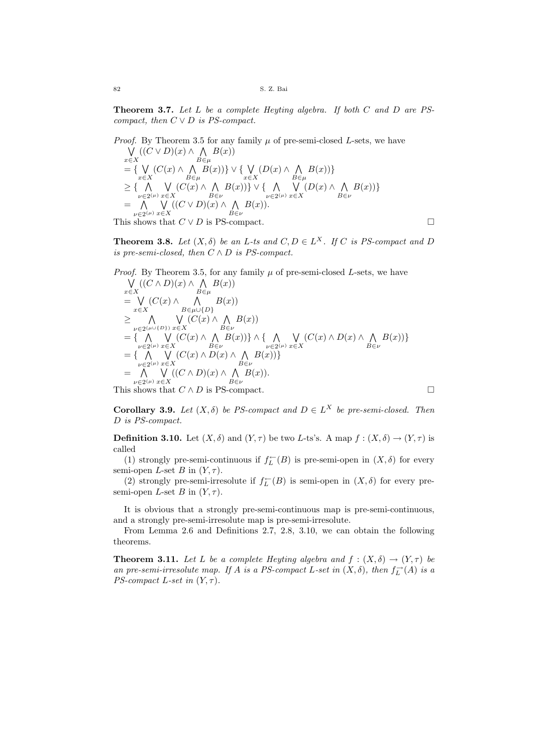**Theorem 3.7.** *Let $L$ be a complete Heyting algebra. If both $C$ and $D$ are PS-compact, then $C \vee D$ is PS-compact.*

*Proof.* By Theorem 3.5 for any family $\mu$ of pre-semi-closed $L$-sets, we have

$$\begin{aligned}
&\bigvee_{x\in X}((C\vee D)(x)\wedge \bigwedge_{B\in\mu} B(x))\\
&=\{\bigvee_{x\in X}(C(x)\wedge \bigwedge_{B\in\mu} B(x))\}\vee\{\bigvee_{x\in X}(D(x)\wedge \bigwedge_{B\in\mu} B(x))\}\\
&\geq\{\bigwedge_{\nu\in 2^{(\mu)}}\bigvee_{x\in X}(C(x)\wedge \bigwedge_{B\in\nu} B(x))\}\vee\{\bigwedge_{\nu\in 2^{(\mu)}}\bigvee_{x\in X}(D(x)\wedge \bigwedge_{B\in\nu} B(x))\}\\
&=\bigwedge_{\nu\in 2^{(\mu)}}\bigvee_{x\in X}((C\vee D)(x)\wedge \bigwedge_{B\in\nu} B(x)).
\end{aligned}$$

This shows that $C \vee D$ is PS-compact. □

**Theorem 3.8.** *Let $(X, \delta)$ be an $L$-ts and $C, D \in L^X$. If $C$ is PS-compact and $D$ is pre-semi-closed, then $C \wedge D$ is PS-compact.*

*Proof.* By Theorem 3.5, for any family $\mu$ of pre-semi-closed $L$-sets, we have

$$\begin{aligned}
&\bigvee_{x\in X}((C\wedge D)(x)\wedge \bigwedge_{B\in\mu} B(x))\\
&=\bigvee_{x\in X}(C(x)\wedge \bigwedge_{B\in\mu\cup\{D\}} B(x))\\
&\geq\bigwedge_{\nu\in 2^{(\mu\cup\{D\})}}\bigvee_{x\in X}(C(x)\wedge \bigwedge_{B\in\nu} B(x))\\
&=\{\bigwedge_{\nu\in 2^{(\mu)}}\bigvee_{x\in X}(C(x)\wedge \bigwedge_{B\in\nu} B(x))\}\wedge\{\bigwedge_{\nu\in 2^{(\mu)}}\bigvee_{x\in X}(C(x)\wedge D(x)\wedge \bigwedge_{B\in\nu} B(x))\}\\
&=\{\bigwedge_{\nu\in 2^{(\mu)}}\bigvee_{x\in X}(C(x)\wedge D(x)\wedge \bigwedge_{B\in\nu} B(x))\}\\
&=\bigwedge_{\nu\in 2^{(\mu)}}\bigvee_{x\in X}((C\wedge D)(x)\wedge \bigwedge_{B\in\nu} B(x)).
\end{aligned}$$

This shows that $C \wedge D$ is PS-compact. □

**Corollary 3.9.** *Let $(X, \delta)$ be PS-compact and $D \in L^X$ be pre-semi-closed. Then $D$ is PS-compact.*

**Definition 3.10.** Let $(X, \delta)$ and $(Y, \tau)$ be two $L$-ts's. A map $f : (X, \delta) \to (Y, \tau)$ is called

(1) strongly pre-semi-continuous if $f_L^{\leftarrow}(B)$ is pre-semi-open in $(X, \delta)$ for every semi-open $L$-set $B$ in $(Y, \tau)$.

(2) strongly pre-semi-irresolute if $f_L^{\leftarrow}(B)$ is semi-open in $(X, \delta)$ for every pre-semi-open $L$-set $B$ in $(Y, \tau)$.

It is obvious that a strongly pre-semi-continuous map is pre-semi-continuous, and a strongly pre-semi-irresolute map is pre-semi-irresolute.

From Lemma 2.6 and Definitions 2.7, 2.8, 3.10, we can obtain the following theorems.

**Theorem 3.11.** *Let $L$ be a complete Heyting algebra and $f : (X, \delta) \to (Y, \tau)$ be an pre-semi-irresolute map. If $A$ is a PS-compact $L$-set in $(X, \delta)$, then $f_L^{\rightarrow}(A)$ is a PS-compact $L$-set in $(Y, \tau)$.*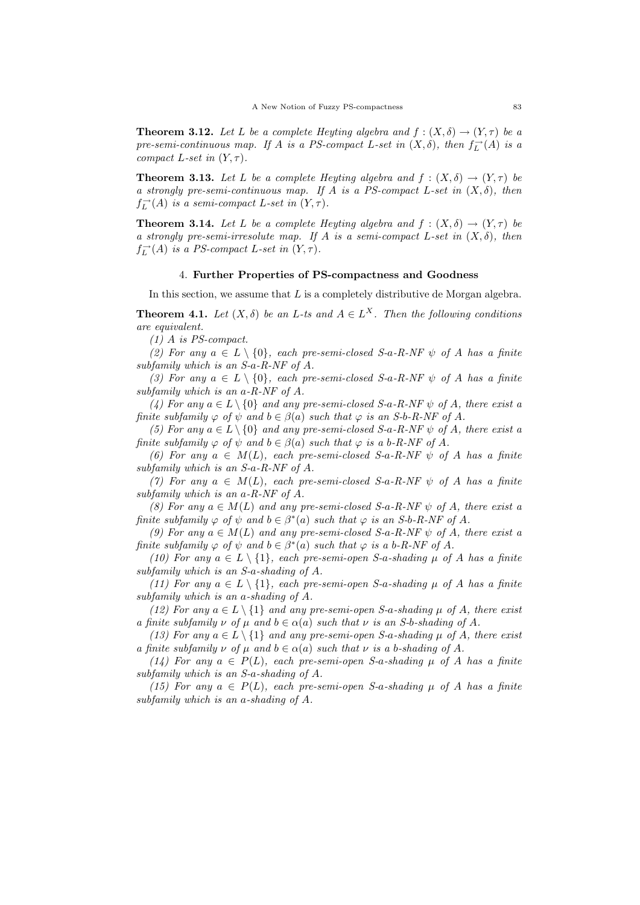**Theorem 3.12.** *Let $L$ be a complete Heyting algebra and $f : (X, \delta) \to (Y, \tau)$ be a pre-semi-continuous map. If $A$ is a PS-compact $L$-set in $(X, \delta)$, then $f_L^{\rightarrow}(A)$ is a compact $L$-set in $(Y, \tau)$.*

**Theorem 3.13.** *Let $L$ be a complete Heyting algebra and $f : (X, \delta) \to (Y, \tau)$ be a strongly pre-semi-continuous map. If $A$ is a PS-compact $L$-set in $(X, \delta)$, then $f_L^{\rightarrow}(A)$ is a semi-compact $L$-set in $(Y, \tau)$.*

**Theorem 3.14.** *Let $L$ be a complete Heyting algebra and $f : (X, \delta) \to (Y, \tau)$ be a strongly pre-semi-irresolute map. If $A$ is a semi-compact $L$-set in $(X, \delta)$, then $f_L^{\rightarrow}(A)$ is a PS-compact $L$-set in $(Y, \tau)$.*

## 4. Further Properties of PS-compactness and Goodness

In this section, we assume that $L$ is a completely distributive de Morgan algebra.

**Theorem 4.1.** *Let $(X, \delta)$ be an $L$-ts and $A \in L^X$. Then the following conditions are equivalent.*

*(1) $A$ is PS-compact.*

*(2) For any $a \in L \setminus \{0\}$, each pre-semi-closed S-$a$-R-NF $\psi$ of $A$ has a finite subfamily which is an S-$a$-R-NF of $A$.*

*(3) For any $a \in L \setminus \{0\}$, each pre-semi-closed S-$a$-R-NF $\psi$ of $A$ has a finite subfamily which is an $a$-R-NF of $A$.*

*(4) For any $a \in L \setminus \{0\}$ and any pre-semi-closed S-$a$-R-NF $\psi$ of $A$, there exist a finite subfamily $\varphi$ of $\psi$ and $b \in \beta(a)$ such that $\varphi$ is an S-$b$-R-NF of $A$.*

*(5) For any $a \in L \setminus \{0\}$ and any pre-semi-closed S-$a$-R-NF $\psi$ of $A$, there exist a finite subfamily $\varphi$ of $\psi$ and $b \in \beta(a)$ such that $\varphi$ is a $b$-R-NF of $A$.*

*(6) For any $a \in M(L)$, each pre-semi-closed S-$a$-R-NF $\psi$ of $A$ has a finite subfamily which is an S-$a$-R-NF of $A$.*

*(7) For any $a \in M(L)$, each pre-semi-closed S-$a$-R-NF $\psi$ of $A$ has a finite subfamily which is an $a$-R-NF of $A$.*

*(8) For any $a \in M(L)$ and any pre-semi-closed S-$a$-R-NF $\psi$ of $A$, there exist a finite subfamily $\varphi$ of $\psi$ and $b \in \beta^*(a)$ such that $\varphi$ is an S-$b$-R-NF of $A$.*

*(9) For any $a \in M(L)$ and any pre-semi-closed S-$a$-R-NF $\psi$ of $A$, there exist a finite subfamily $\varphi$ of $\psi$ and $b \in \beta^*(a)$ such that $\varphi$ is a $b$-R-NF of $A$.*

*(10) For any $a \in L \setminus \{1\}$, each pre-semi-open S-$a$-shading $\mu$ of $A$ has a finite subfamily which is an S-$a$-shading of $A$.*

*(11) For any $a \in L \setminus \{1\}$, each pre-semi-open S-$a$-shading $\mu$ of $A$ has a finite subfamily which is an $a$-shading of $A$.*

*(12) For any $a \in L \setminus \{1\}$ and any pre-semi-open S-$a$-shading $\mu$ of $A$, there exist a finite subfamily $\nu$ of $\mu$ and $b \in \alpha(a)$ such that $\nu$ is an S-$b$-shading of $A$.*

*(13) For any $a \in L \setminus \{1\}$ and any pre-semi-open S-$a$-shading $\mu$ of $A$, there exist a finite subfamily $\nu$ of $\mu$ and $b \in \alpha(a)$ such that $\nu$ is a $b$-shading of $A$.*

*(14) For any $a \in P(L)$, each pre-semi-open S-$a$-shading $\mu$ of $A$ has a finite subfamily which is an S-$a$-shading of $A$.*

*(15) For any $a \in P(L)$, each pre-semi-open S-$a$-shading $\mu$ of $A$ has a finite subfamily which is an $a$-shading of $A$.*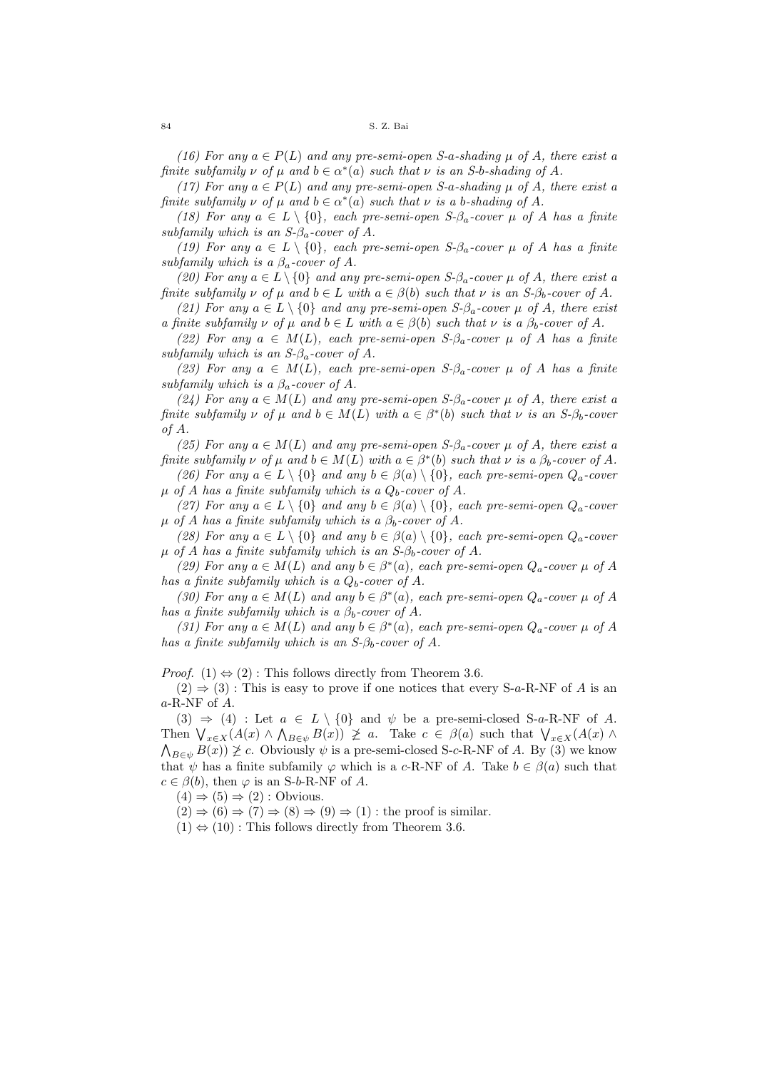*(16) For any $a \in P(L)$ and any pre-semi-open S-$a$-shading $\mu$ of $A$, there exist a finite subfamily $\nu$ of $\mu$ and $b \in \alpha^*(a)$ such that $\nu$ is an S-$b$-shading of $A$.*

*(17) For any $a \in P(L)$ and any pre-semi-open S-$a$-shading $\mu$ of $A$, there exist a finite subfamily $\nu$ of $\mu$ and $b \in \alpha^*(a)$ such that $\nu$ is a $b$-shading of $A$.*

*(18) For any $a \in L \setminus \{0\}$, each pre-semi-open S-$\beta_a$-cover $\mu$ of $A$ has a finite subfamily which is an S-$\beta_a$-cover of $A$.*

*(19) For any $a \in L \setminus \{0\}$, each pre-semi-open S-$\beta_a$-cover $\mu$ of $A$ has a finite subfamily which is a $\beta_a$-cover of $A$.*

*(20) For any $a \in L \setminus \{0\}$ and any pre-semi-open S-$\beta_a$-cover $\mu$ of $A$, there exist a finite subfamily $\nu$ of $\mu$ and $b \in L$ with $a \in \beta(b)$ such that $\nu$ is an S-$\beta_b$-cover of $A$.*

*(21) For any $a \in L \setminus \{0\}$ and any pre-semi-open S-$\beta_a$-cover $\mu$ of $A$, there exist a finite subfamily $\nu$ of $\mu$ and $b \in L$ with $a \in \beta(b)$ such that $\nu$ is a $\beta_b$-cover of $A$.*

*(22) For any $a \in M(L)$, each pre-semi-open S-$\beta_a$-cover $\mu$ of $A$ has a finite subfamily which is an S-$\beta_a$-cover of $A$.*

*(23) For any $a \in M(L)$, each pre-semi-open S-$\beta_a$-cover $\mu$ of $A$ has a finite subfamily which is a $\beta_a$-cover of $A$.*

*(24) For any $a \in M(L)$ and any pre-semi-open S-$\beta_a$-cover $\mu$ of $A$, there exist a finite subfamily $\nu$ of $\mu$ and $b \in M(L)$ with $a \in \beta^*(b)$ such that $\nu$ is an S-$\beta_b$-cover of $A$.*

*(25) For any $a \in M(L)$ and any pre-semi-open S-$\beta_a$-cover $\mu$ of $A$, there exist a finite subfamily $\nu$ of $\mu$ and $b \in M(L)$ with $a \in \beta^*(b)$ such that $\nu$ is a $\beta_b$-cover of $A$.*

*(26) For any $a \in L \setminus \{0\}$ and any $b \in \beta(a) \setminus \{0\}$, each pre-semi-open $Q_a$-cover $\mu$ of $A$ has a finite subfamily which is a $Q_b$-cover of $A$.*

*(27) For any $a \in L \setminus \{0\}$ and any $b \in \beta(a) \setminus \{0\}$, each pre-semi-open $Q_a$-cover $\mu$ of $A$ has a finite subfamily which is a $\beta_b$-cover of $A$.*

*(28) For any $a \in L \setminus \{0\}$ and any $b \in \beta(a) \setminus \{0\}$, each pre-semi-open $Q_a$-cover $\mu$ of $A$ has a finite subfamily which is an S-$\beta_b$-cover of $A$.*

*(29) For any $a \in M(L)$ and any $b \in \beta^*(a)$, each pre-semi-open $Q_a$-cover $\mu$ of $A$ has a finite subfamily which is a $Q_b$-cover of $A$.*

*(30) For any $a \in M(L)$ and any $b \in \beta^*(a)$, each pre-semi-open $Q_a$-cover $\mu$ of $A$ has a finite subfamily which is a $\beta_b$-cover of $A$.*

*(31) For any $a \in M(L)$ and any $b \in \beta^*(a)$, each pre-semi-open $Q_a$-cover $\mu$ of $A$ has a finite subfamily which is an S-$\beta_b$-cover of $A$.*

*Proof.* $(1) \Leftrightarrow (2)$ : This follows directly from Theorem 3.6.

$(2) \Rightarrow (3)$ : This is easy to prove if one notices that every S-$a$-R-NF of $A$ is an $a$-R-NF of $A$.

$(3) \Rightarrow (4)$ : Let $a \in L \setminus \{0\}$ and $\psi$ be a pre-semi-closed S-$a$-R-NF of $A$. Then $\bigvee_{x \in X}(A(x) \wedge \bigwedge_{B \in \psi} B(x)) \not\geq a$. Take $c \in \beta(a)$ such that $\bigvee_{x \in X}(A(x) \wedge \bigwedge_{B \in \psi} B(x)) \not\geq c$. Obviously $\psi$ is a pre-semi-closed S-$c$-R-NF of $A$. By (3) we know that $\psi$ has a finite subfamily $\varphi$ which is a $c$-R-NF of $A$. Take $b \in \beta(a)$ such that $c \in \beta(b)$, then $\varphi$ is an S-$b$-R-NF of $A$.

$(4) \Rightarrow (5) \Rightarrow (2)$ : Obvious.

$(2) \Rightarrow (6) \Rightarrow (7) \Rightarrow (8) \Rightarrow (9) \Rightarrow (1)$ : the proof is similar.

$(1) \Leftrightarrow (10)$ : This follows directly from Theorem 3.6.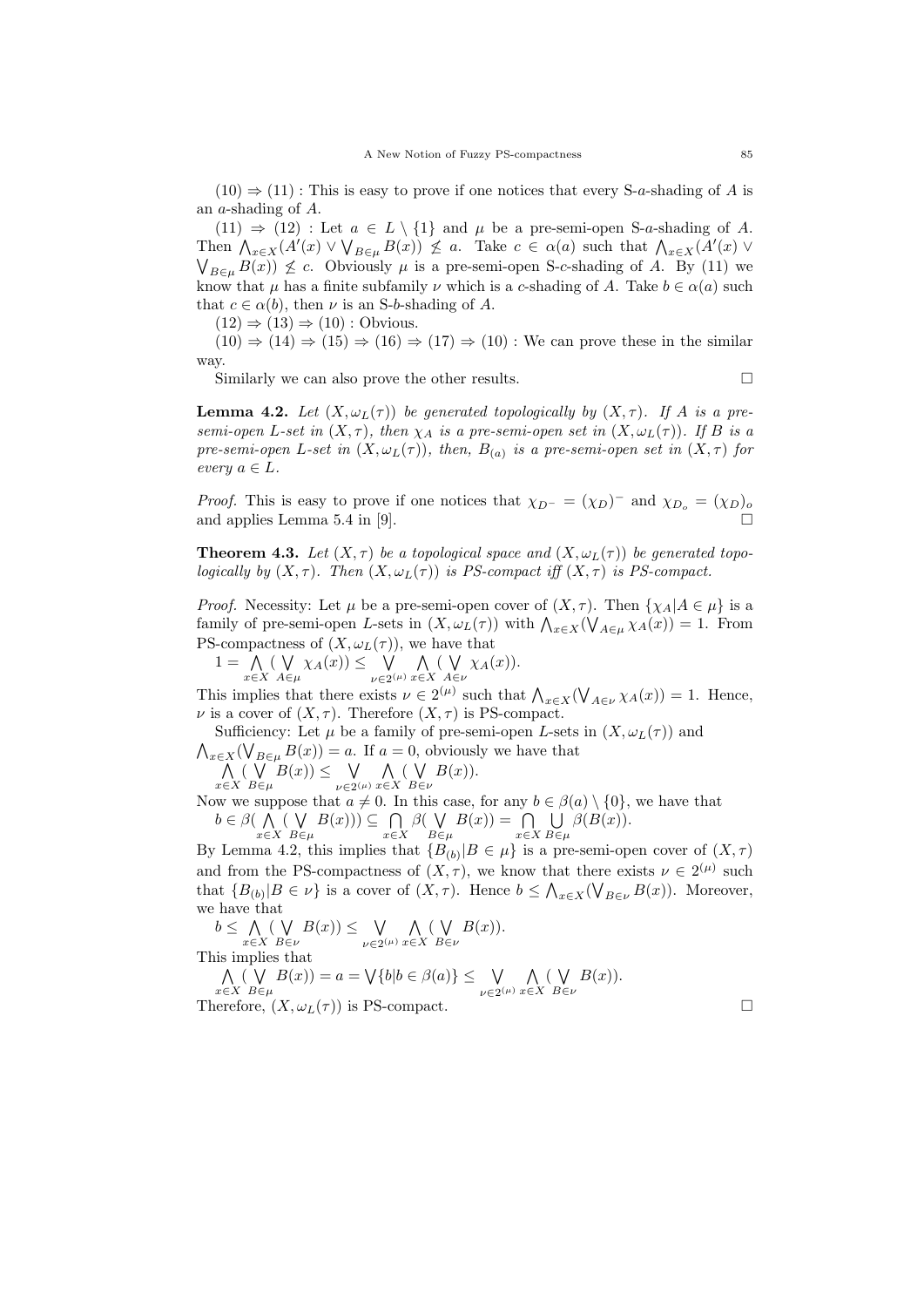$(10) \Rightarrow (11)$ : This is easy to prove if one notices that every S-$a$-shading of $A$ is an $a$-shading of $A$.

$(11) \Rightarrow (12)$ : Let $a \in L \setminus \{1\}$ and $\mu$ be a pre-semi-open S-$a$-shading of $A$. Then $\bigwedge_{x\in X}(A'(x) \vee \bigvee_{B\in\mu} B(x)) \not\leq a$. Take $c \in \alpha(a)$ such that $\bigwedge_{x\in X}(A'(x) \vee \bigvee_{B\in\mu} B(x)) \not\leq c$. Obviously $\mu$ is a pre-semi-open S-$c$-shading of $A$. By (11) we know that $\mu$ has a finite subfamily $\nu$ which is a $c$-shading of $A$. Take $b \in \alpha(a)$ such that $c \in \alpha(b)$, then $\nu$ is an S-$b$-shading of $A$.

$(12) \Rightarrow (13) \Rightarrow (10)$ : Obvious.

$(10) \Rightarrow (14) \Rightarrow (15) \Rightarrow (16) \Rightarrow (17) \Rightarrow (10)$ : We can prove these in the similar way.

Similarly we can also prove the other results. □

**Lemma 4.2.** *Let $(X, \omega_L(\tau))$ be generated topologically by $(X, \tau)$. If $A$ is a pre-semi-open $L$-set in $(X, \tau)$, then $\chi_A$ is a pre-semi-open set in $(X, \omega_L(\tau))$. If $B$ is a pre-semi-open $L$-set in $(X, \omega_L(\tau))$, then, $B_{(a)}$ is a pre-semi-open set in $(X, \tau)$ for every $a \in L$.*

*Proof.* This is easy to prove if one notices that $\chi_{D^-} = (\chi_D)^-$ and $\chi_{D_o} = (\chi_D)_o$ and applies Lemma 5.4 in [9]. □

**Theorem 4.3.** *Let $(X, \tau)$ be a topological space and $(X, \omega_L(\tau))$ be generated topologically by $(X, \tau)$. Then $(X, \omega_L(\tau))$ is PS-compact iff $(X, \tau)$ is PS-compact.*

*Proof.* Necessity: Let $\mu$ be a pre-semi-open cover of $(X, \tau)$. Then $\{\chi_A | A \in \mu\}$ is a family of pre-semi-open $L$-sets in $(X, \omega_L(\tau))$ with $\bigwedge_{x\in X}(\bigvee_{A\in\mu} \chi_A(x)) = 1$. From PS-compactness of $(X, \omega_L(\tau))$, we have that

$$1 = \bigwedge_{x\in X}\Big(\bigvee_{A\in\mu} \chi_A(x)\Big) \leq \bigvee_{\nu\in 2^{(\mu)}} \bigwedge_{x\in X}\Big(\bigvee_{A\in\nu} \chi_A(x)\Big).$$

This implies that there exists $\nu \in 2^{(\mu)}$ such that $\bigwedge_{x\in X}(\bigvee_{A\in\nu} \chi_A(x)) = 1$. Hence, $\nu$ is a cover of $(X, \tau)$. Therefore $(X, \tau)$ is PS-compact.

Sufficiency: Let $\mu$ be a family of pre-semi-open $L$-sets in $(X, \omega_L(\tau))$ and $\bigwedge_{x\in X}(\bigvee_{B\in\mu} B(x)) = a$. If $a = 0$, obviously we have that

$$\bigwedge_{x\in X}\Big(\bigvee_{B\in\mu} B(x)\Big) \leq \bigvee_{\nu\in 2^{(\mu)}} \bigwedge_{x\in X}\Big(\bigvee_{B\in\nu} B(x)\Big).$$

Now we suppose that $a \neq 0$. In this case, for any $b \in \beta(a) \setminus \{0\}$, we have that

$$b \in \beta\Big(\bigwedge_{x\in X}\Big(\bigvee_{B\in\mu} B(x)\Big)\Big) \subseteq \bigcap_{x\in X} \beta\Big(\bigvee_{B\in\mu} B(x)\Big) = \bigcap_{x\in X} \bigcup_{B\in\mu} \beta(B(x)).$$

By Lemma 4.2, this implies that $\{B_{(b)} | B \in \mu\}$ is a pre-semi-open cover of $(X, \tau)$ and from the PS-compactness of $(X, \tau)$, we know that there exists $\nu \in 2^{(\mu)}$ such that $\{B_{(b)} | B \in \nu\}$ is a cover of $(X, \tau)$. Hence $b \leq \bigwedge_{x\in X}(\bigvee_{B\in\nu} B(x))$. Moreover, we have that

$$b \leq \bigwedge_{x\in X}\Big(\bigvee_{B\in\nu} B(x)\Big) \leq \bigvee_{\nu\in 2^{(\mu)}} \bigwedge_{x\in X}\Big(\bigvee_{B\in\nu} B(x)\Big).$$

This implies that

$$\bigwedge_{x\in X}\Big(\bigvee_{B\in\mu} B(x)\Big) = a = \bigvee\{b | b \in \beta(a)\} \leq \bigvee_{\nu\in 2^{(\mu)}} \bigwedge_{x\in X}\Big(\bigvee_{B\in\nu} B(x)\Big).$$

Therefore, $(X, \omega_L(\tau))$ is PS-compact. □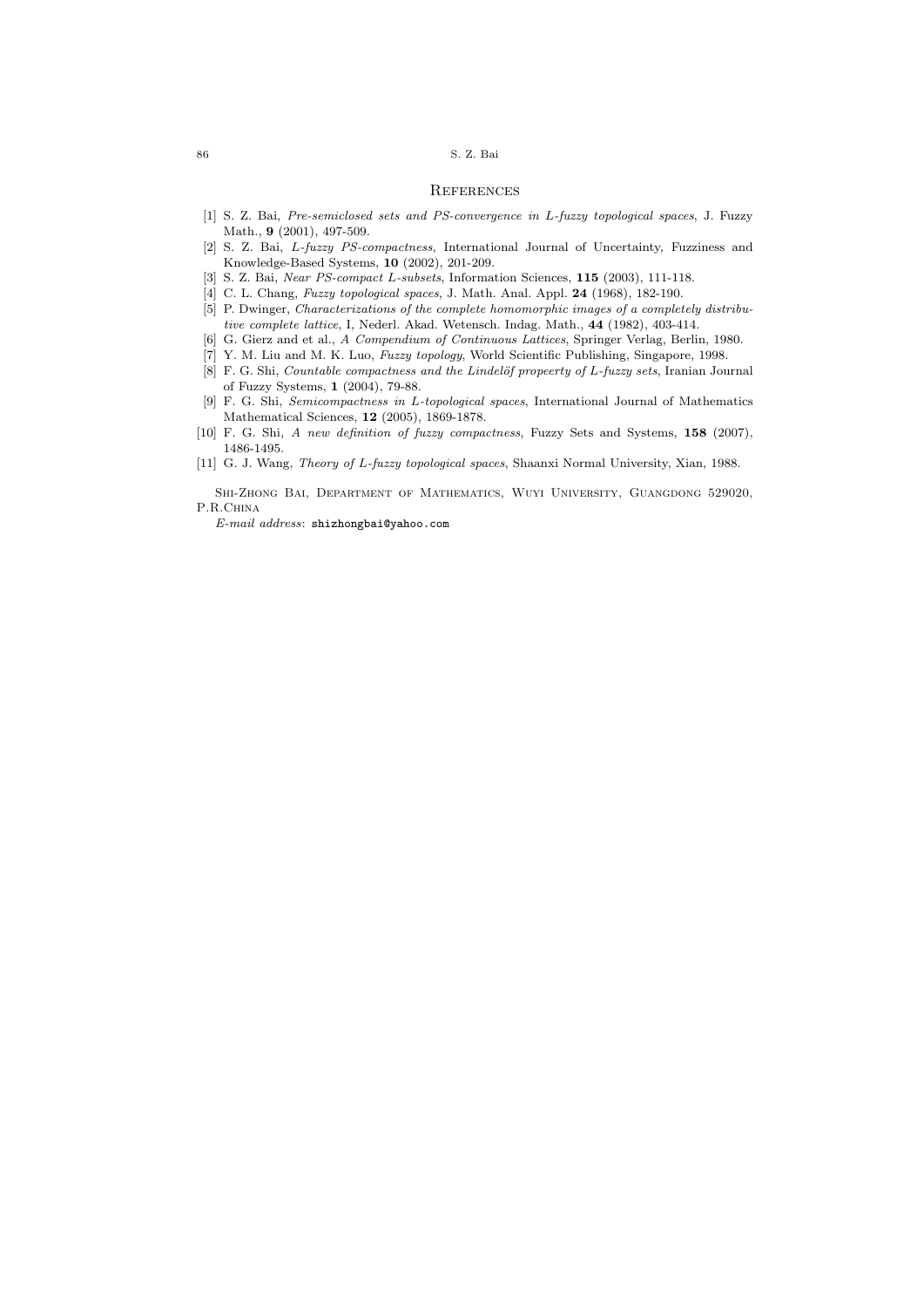## References

[1] S. Z. Bai, *Pre-semiclosed sets and PS-convergence in L-fuzzy topological spaces*, J. Fuzzy Math., **9** (2001), 497-509.

[2] S. Z. Bai, *L-fuzzy PS-compactness*, International Journal of Uncertainty, Fuzziness and Knowledge-Based Systems, **10** (2002), 201-209.

[3] S. Z. Bai, *Near PS-compact L-subsets*, Information Sciences, **115** (2003), 111-118.

[4] C. L. Chang, *Fuzzy topological spaces*, J. Math. Anal. Appl. **24** (1968), 182-190.

[5] P. Dwinger, *Characterizations of the complete homomorphic images of a completely distributive complete lattice*, I, Nederl. Akad. Wetensch. Indag. Math., **44** (1982), 403-414.

[6] G. Gierz and et al., *A Compendium of Continuous Lattices*, Springer Verlag, Berlin, 1980.

[7] Y. M. Liu and M. K. Luo, *Fuzzy topology*, World Scientific Publishing, Singapore, 1998.

[8] F. G. Shi, *Countable compactness and the Lindelöf propeerty of L-fuzzy sets*, Iranian Journal of Fuzzy Systems, **1** (2004), 79-88.

[9] F. G. Shi, *Semicompactness in L-topological spaces*, International Journal of Mathematics Mathematical Sciences, **12** (2005), 1869-1878.

[10] F. G. Shi, *A new definition of fuzzy compactness*, Fuzzy Sets and Systems, **158** (2007), 1486-1495.

[11] G. J. Wang, *Theory of L-fuzzy topological spaces*, Shaanxi Normal University, Xian, 1988.

Shi-Zhong Bai, Department of Mathematics, Wuyi University, Guangdong 529020, P.R.China

*E-mail address*: shizhongbai@yahoo.com